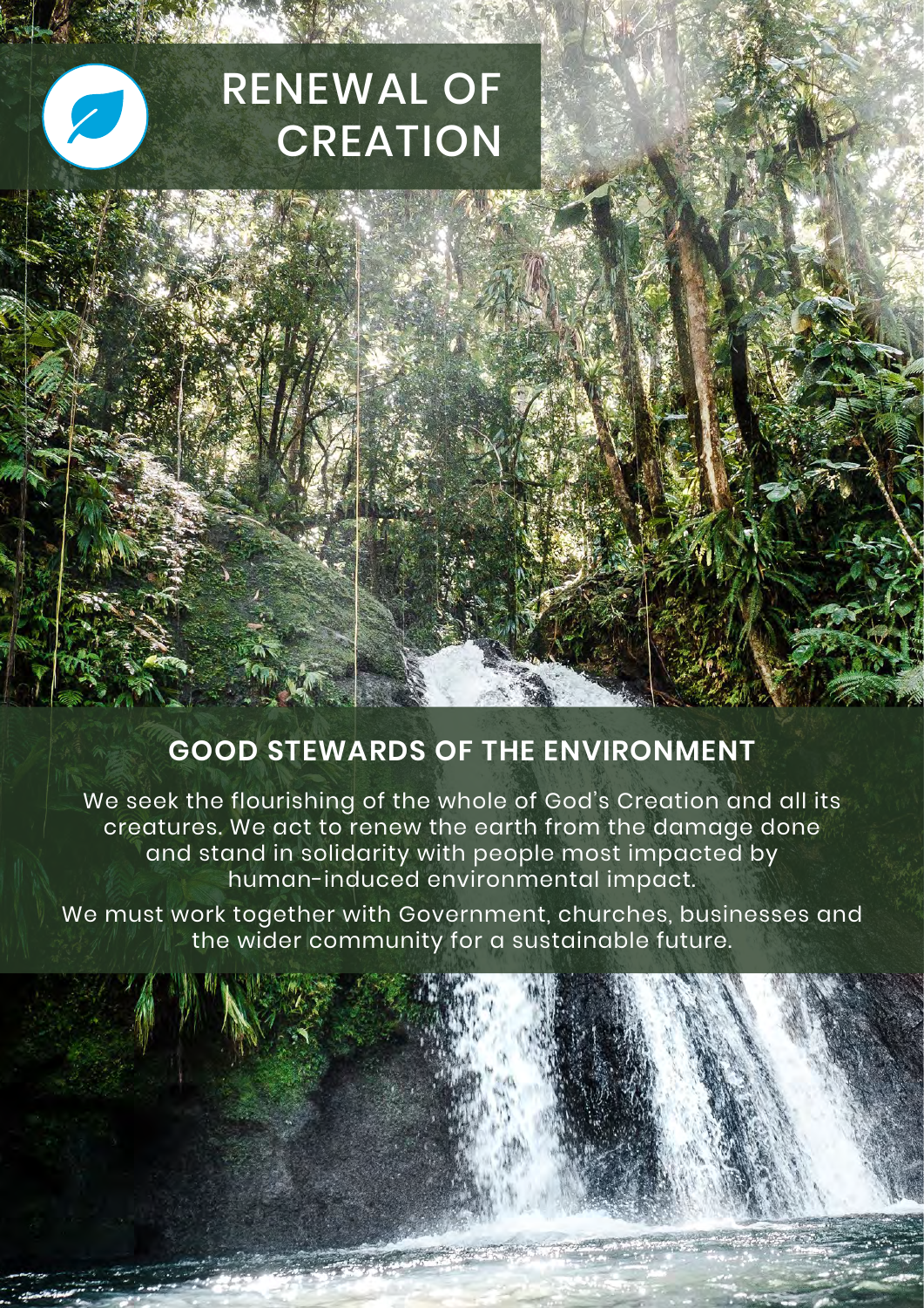# RENEWAL OF CREATION

## GOOD STEWARDS OF THE ENVIRONMENT

We seek the flourishing of the whole of God's Creation and all its creatures. We act to renew the earth from the damage done and stand in solidarity with people most impacted by human-induced environmental impact.

We must work together with Government, churches, businesses and the wider community for a sustainable future.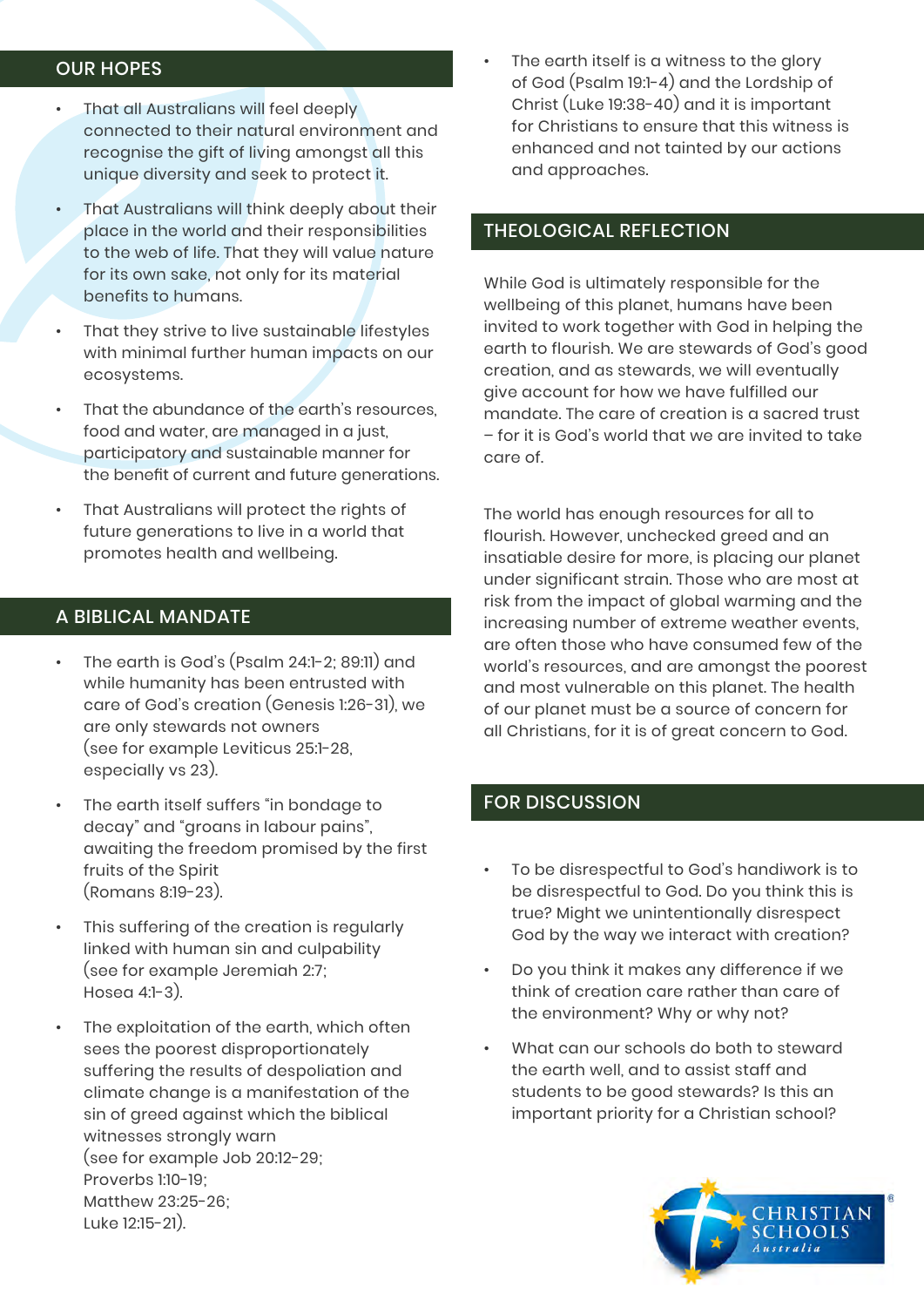## OUR HOPES

- That all Australians will feel deeply connected to their natural environment and recognise the gift of living amongst all this unique diversity and seek to protect it.
- That Australians will think deeply about their place in the world and their responsibilities to the web of life. That they will value nature for its own sake, not only for its material benefits to humans.
- That they strive to live sustainable lifestyles with minimal further human impacts on our ecosystems.
- That the abundance of the earth's resources, food and water, are managed in a just, participatory and sustainable manner for the benefit of current and future generations.
- That Australians will protect the rights of future generations to live in a world that promotes health and wellbeing.

## A BIBLICAL MANDATE

- The earth is God's (Psalm 24:1-2; 89:11) and while humanity has been entrusted with care of God's creation (Genesis 1:26-31), we are only stewards not owners (see for example Leviticus 25:1-28, especially vs 23).
- The earth itself suffers "in bondage to decay" and "groans in labour pains", awaiting the freedom promised by the first fruits of the Spirit (Romans 8:19-23).
- This suffering of the creation is regularly linked with human sin and culpability (see for example Jeremiah 2:7; Hosea 4:1-3).
- The exploitation of the earth, which often sees the poorest disproportionately suffering the results of despoliation and climate change is a manifestation of the sin of greed against which the biblical witnesses strongly warn (see for example Job 20:12-29; Proverbs 1:10-19; Matthew 23:25-26; Luke 12:15-21).
- The earth itself is a witness to the glory of God (Psalm 19:1-4) and the Lordship of Christ (Luke 19:38-40) and it is important for Christians to ensure that this witness is enhanced and not tainted by our actions and approaches.

## THEOLOGICAL REFLECTION

While God is ultimately responsible for the wellbeing of this planet, humans have been invited to work together with God in helping the earth to flourish. We are stewards of God's good creation, and as stewards, we will eventually give account for how we have fulfilled our mandate. The care of creation is a sacred trust – for it is God's world that we are invited to take care of.

The world has enough resources for all to flourish. However, unchecked greed and an insatiable desire for more, is placing our planet under significant strain. Those who are most at risk from the impact of global warming and the increasing number of extreme weather events, are often those who have consumed few of the world's resources, and are amongst the poorest and most vulnerable on this planet. The health of our planet must be a source of concern for all Christians, for it is of great concern to God.

## FOR DISCUSSION

- To be disrespectful to God's handiwork is to be disrespectful to God. Do you think this is true? Might we unintentionally disrespect God by the way we interact with creation?
- Do you think it makes any difference if we think of creation care rather than care of the environment? Why or why not?
- What can our schools do both to steward the earth well, and to assist staff and students to be good stewards? Is this an important priority for a Christian school?

CHRISTIAN SCHOOLS Australia